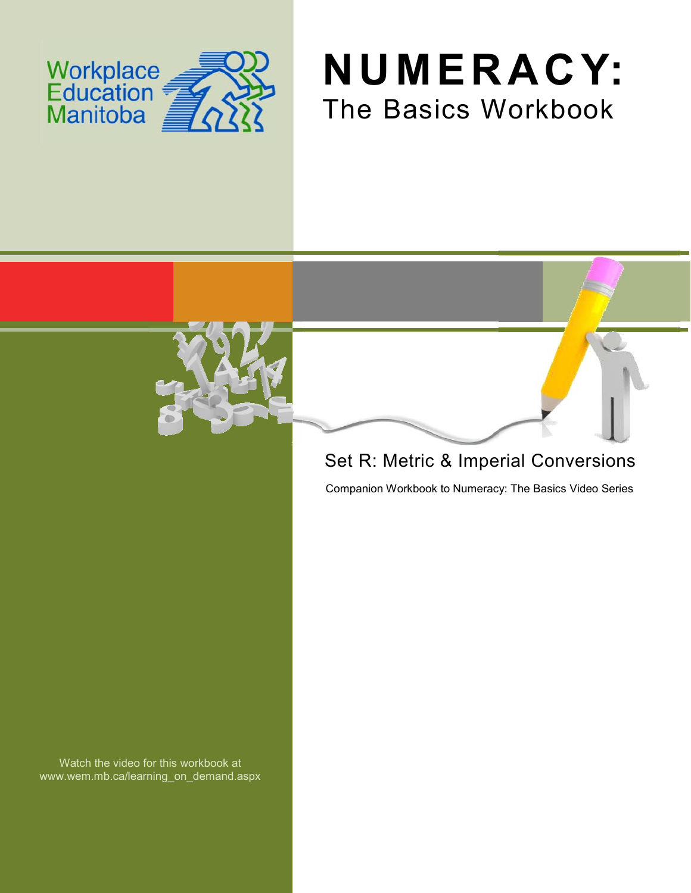Workplace Education Manitoba

# NUMERACY:

## The Basics Workbook

### Set R: Metric & Imperial Conversions

Companion Workbook to Numeracy: The Basics Video Series

Watch the video for this workbook at www.wem.mb.ca/learning_on_demand.aspx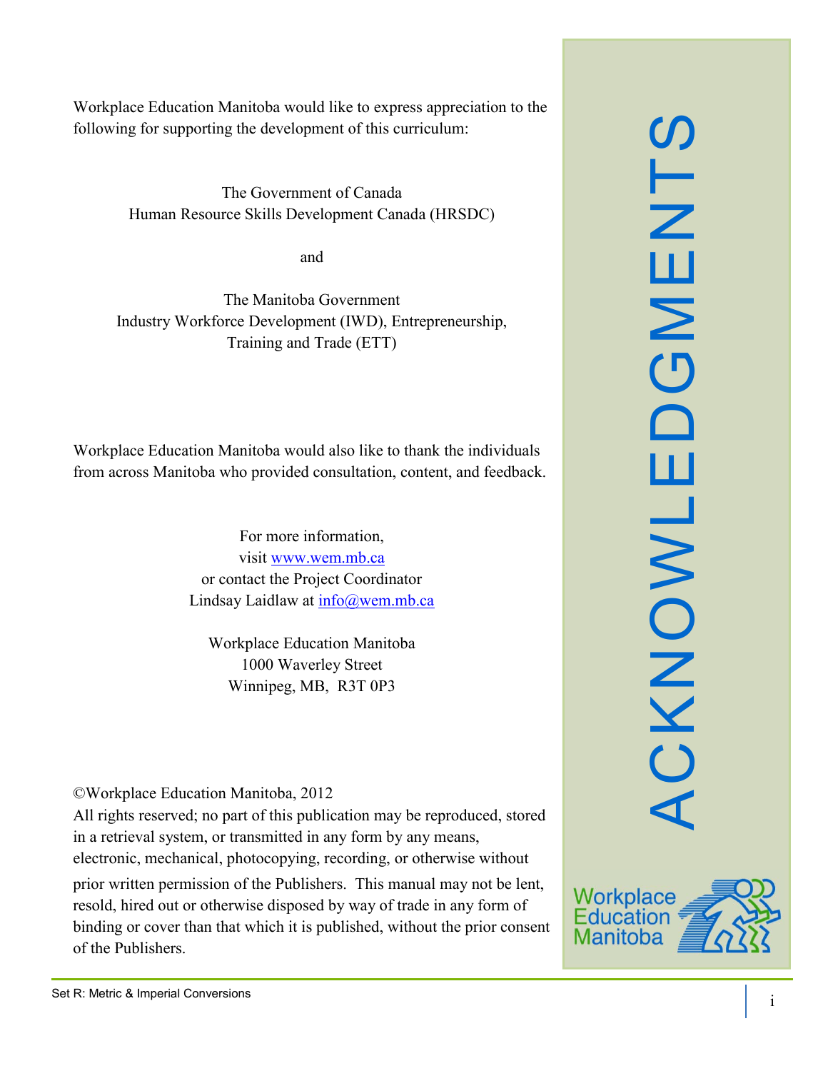# ACKNOWLEDGMENTS

Workplace Education Manitoba would like to express appreciation to the following for supporting the development of this curriculum:

The Government of Canada
Human Resource Skills Development Canada (HRSDC)

and

The Manitoba Government
Industry Workforce Development (IWD), Entrepreneurship, Training and Trade (ETT)

Workplace Education Manitoba would also like to thank the individuals from across Manitoba who provided consultation, content, and feedback.

For more information,
visit www.wem.mb.ca
or contact the Project Coordinator
Lindsay Laidlaw at info@wem.mb.ca

Workplace Education Manitoba
1000 Waverley Street
Winnipeg, MB, R3T 0P3

©Workplace Education Manitoba, 2012
All rights reserved; no part of this publication may be reproduced, stored in a retrieval system, or transmitted in any form by any means, electronic, mechanical, photocopying, recording, or otherwise without prior written permission of the Publishers. This manual may not be lent, resold, hired out or otherwise disposed by way of trade in any form of binding or cover than that which it is published, without the prior consent of the Publishers.

Workplace Education Manitoba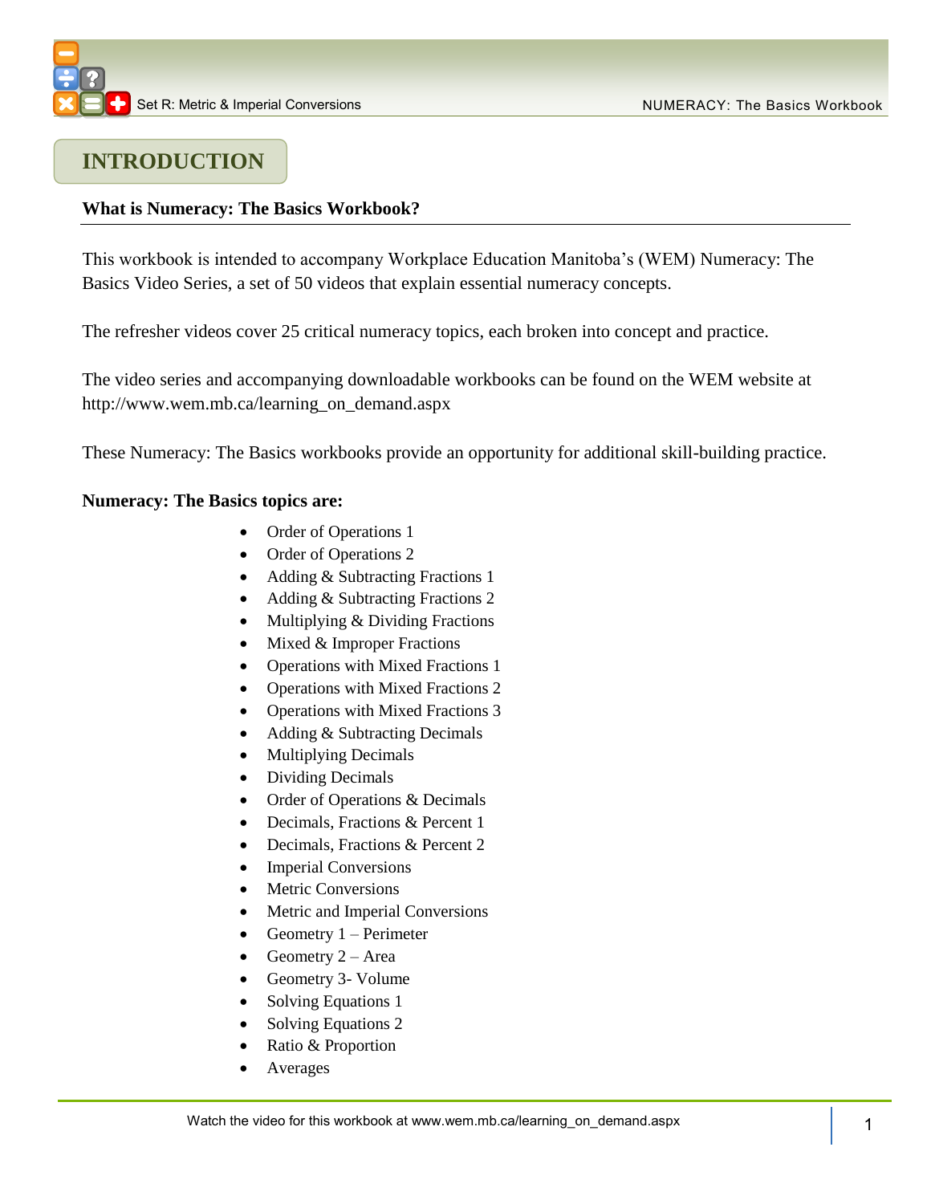# INTRODUCTION

**What is Numeracy: The Basics Workbook?**

This workbook is intended to accompany Workplace Education Manitoba's (WEM) Numeracy: The Basics Video Series, a set of 50 videos that explain essential numeracy concepts.

The refresher videos cover 25 critical numeracy topics, each broken into concept and practice.

The video series and accompanying downloadable workbooks can be found on the WEM website at http://www.wem.mb.ca/learning_on_demand.aspx

These Numeracy: The Basics workbooks provide an opportunity for additional skill-building practice.

**Numeracy: The Basics topics are:**

- Order of Operations 1
- Order of Operations 2
- Adding & Subtracting Fractions 1
- Adding & Subtracting Fractions 2
- Multiplying & Dividing Fractions
- Mixed & Improper Fractions
- Operations with Mixed Fractions 1
- Operations with Mixed Fractions 2
- Operations with Mixed Fractions 3
- Adding & Subtracting Decimals
- Multiplying Decimals
- Dividing Decimals
- Order of Operations & Decimals
- Decimals, Fractions & Percent 1
- Decimals, Fractions & Percent 2
- Imperial Conversions
- Metric Conversions
- Metric and Imperial Conversions
- Geometry 1 – Perimeter
- Geometry 2 – Area
- Geometry 3- Volume
- Solving Equations 1
- Solving Equations 2
- Ratio & Proportion
- Averages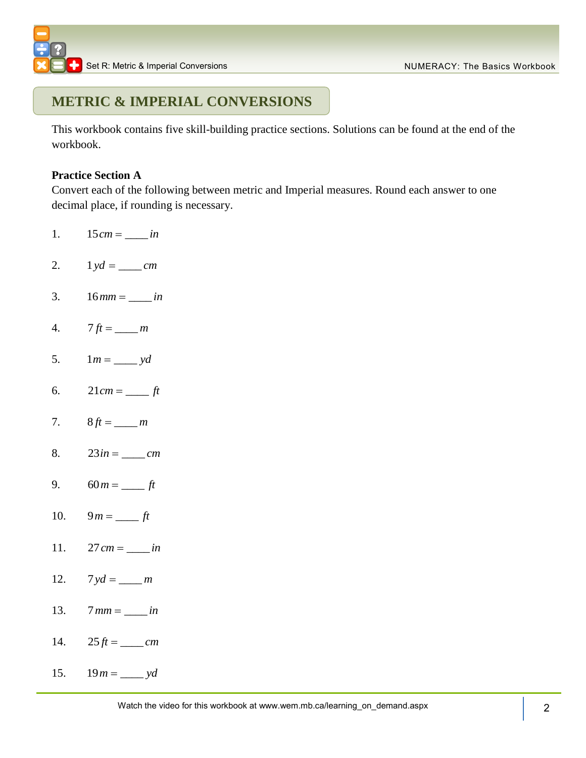## METRIC & IMPERIAL CONVERSIONS

This workbook contains five skill-building practice sections. Solutions can be found at the end of the workbook.

**Practice Section A**

Convert each of the following between metric and Imperial measures. Round each answer to one decimal place, if rounding is necessary.

1. $15\,cm =$ ____ $in$

2. $1\,yd =$ ____ $cm$

3. $16\,mm =$ ____ $in$

4. $7\,ft =$ ____ $m$

5. $1\,m =$ ____ $yd$

6. $21\,cm =$ ____ $ft$

7. $8\,ft =$ ____ $m$

8. $23\,in =$ ____ $cm$

9. $60\,m =$ ____ $ft$

10. $9\,m =$ ____ $ft$

11. $27\,cm =$ ____ $in$

12. $7\,yd =$ ____ $m$

13. $7\,mm =$ ____ $in$

14. $25\,ft =$ ____ $cm$

15. $19\,m =$ ____ $yd$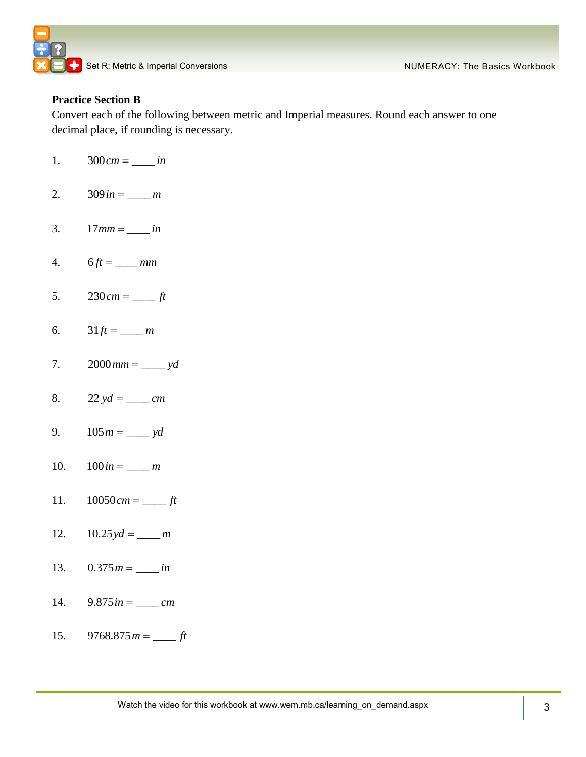**Practice Section B**

Convert each of the following between metric and Imperial measures. Round each answer to one decimal place, if rounding is necessary.

1. $300\,cm =$ ____ $in$

2. $309\,in =$ ____ $m$

3. $17\,mm =$ ____ $in$

4. $6\,ft =$ ____ $mm$

5. $230\,cm =$ ____ $ft$

6. $31\,ft =$ ____ $m$

7. $2000\,mm =$ ____ $yd$

8. $22\,yd =$ ____ $cm$

9. $105\,m =$ ____ $yd$

10. $100\,in =$ ____ $m$

11. $10050\,cm =$ ____ $ft$

12. $10.25\,yd =$ ____ $m$

13. $0.375\,m =$ ____ $in$

14. $9.875\,in =$ ____ $cm$

15. $9768.875\,m =$ ____ $ft$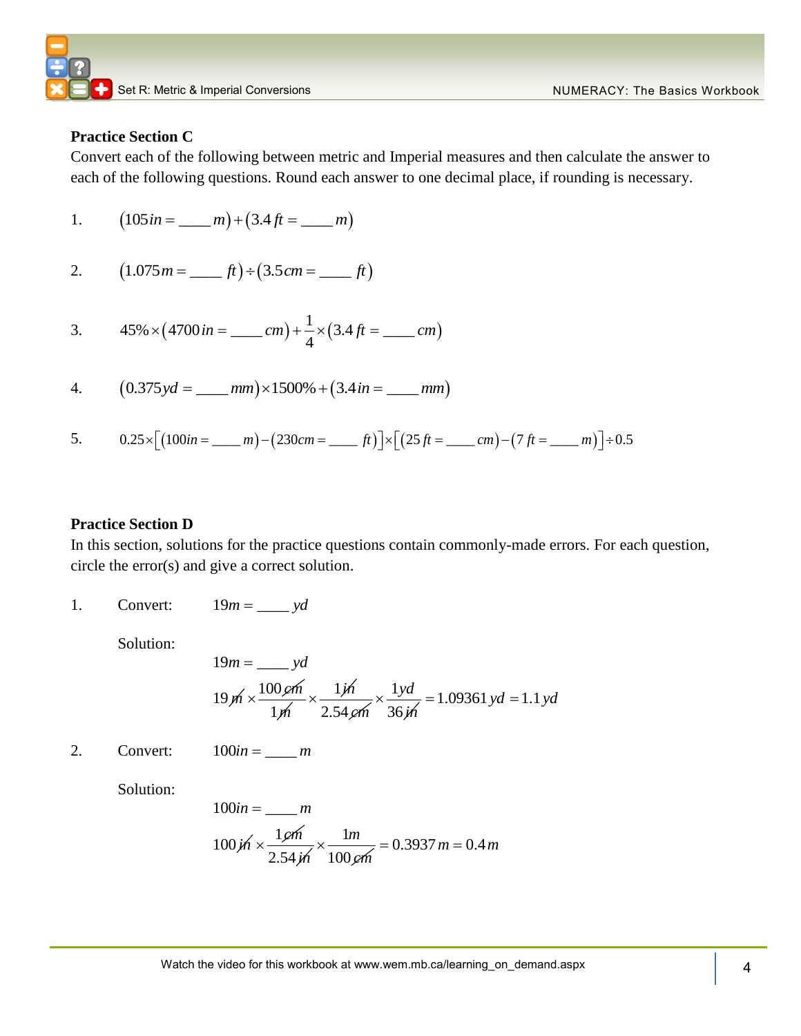**Practice Section C**

Convert each of the following between metric and Imperial measures and then calculate the answer to each of the following questions. Round each answer to one decimal place, if rounding is necessary.

1. $(105\,in = \_\_\_\_\,m) + (3.4\,ft = \_\_\_\_\,m)$

2. $(1.075\,m = \_\_\_\_\,ft) \div (3.5\,cm = \_\_\_\_\,ft)$

3. $45\% \times (4700\,in = \_\_\_\_\,cm) + \dfrac{1}{4} \times (3.4\,ft = \_\_\_\_\,cm)$

4. $(0.375\,yd = \_\_\_\_\,mm) \times 1500\% + (3.4\,in = \_\_\_\_\,mm)$

5. $0.25 \times \left[(100in = \_\_\_\_\,m) - (230cm = \_\_\_\_\,ft)\right] \times \left[(25\,ft = \_\_\_\_\,cm) - (7\,ft = \_\_\_\_\,m)\right] \div 0.5$

**Practice Section D**

In this section, solutions for the practice questions contain commonly-made errors. For each question, circle the error(s) and give a correct solution.

1. Convert: $19m = \_\_\_\_\,yd$

   Solution:

   $19m = \_\_\_\_\,yd$

   $$19\,\cancel{m} \times \frac{100\,\cancel{cm}}{1\,\cancel{m}} \times \frac{1\,\cancel{in}}{2.54\,\cancel{cm}} \times \frac{1yd}{36\,\cancel{in}} = 1.09361\,yd = 1.1\,yd$$

2. Convert: $100in = \_\_\_\_\,m$

   Solution:

   $100in = \_\_\_\_\,m$

   $$100\,\cancel{in} \times \frac{1\,\cancel{cm}}{2.54\,\cancel{in}} \times \frac{1m}{100\,\cancel{cm}} = 0.3937\,m = 0.4\,m$$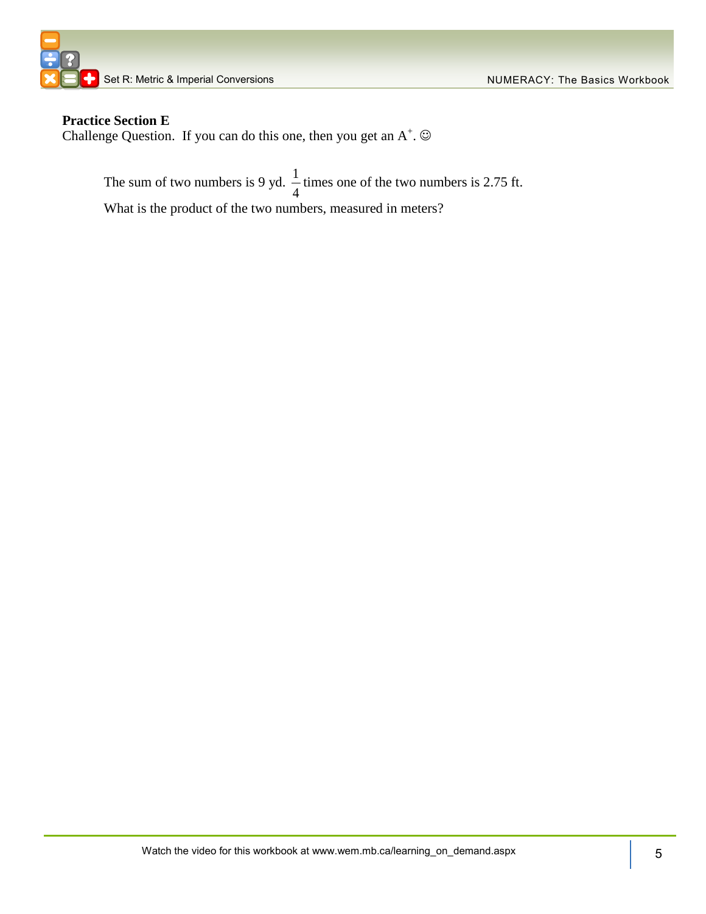**Practice Section E**

Challenge Question. If you can do this one, then you get an A$^+$. ☺

The sum of two numbers is 9 yd. $\frac{1}{4}$ times one of the two numbers is 2.75 ft.

What is the product of the two numbers, measured in meters?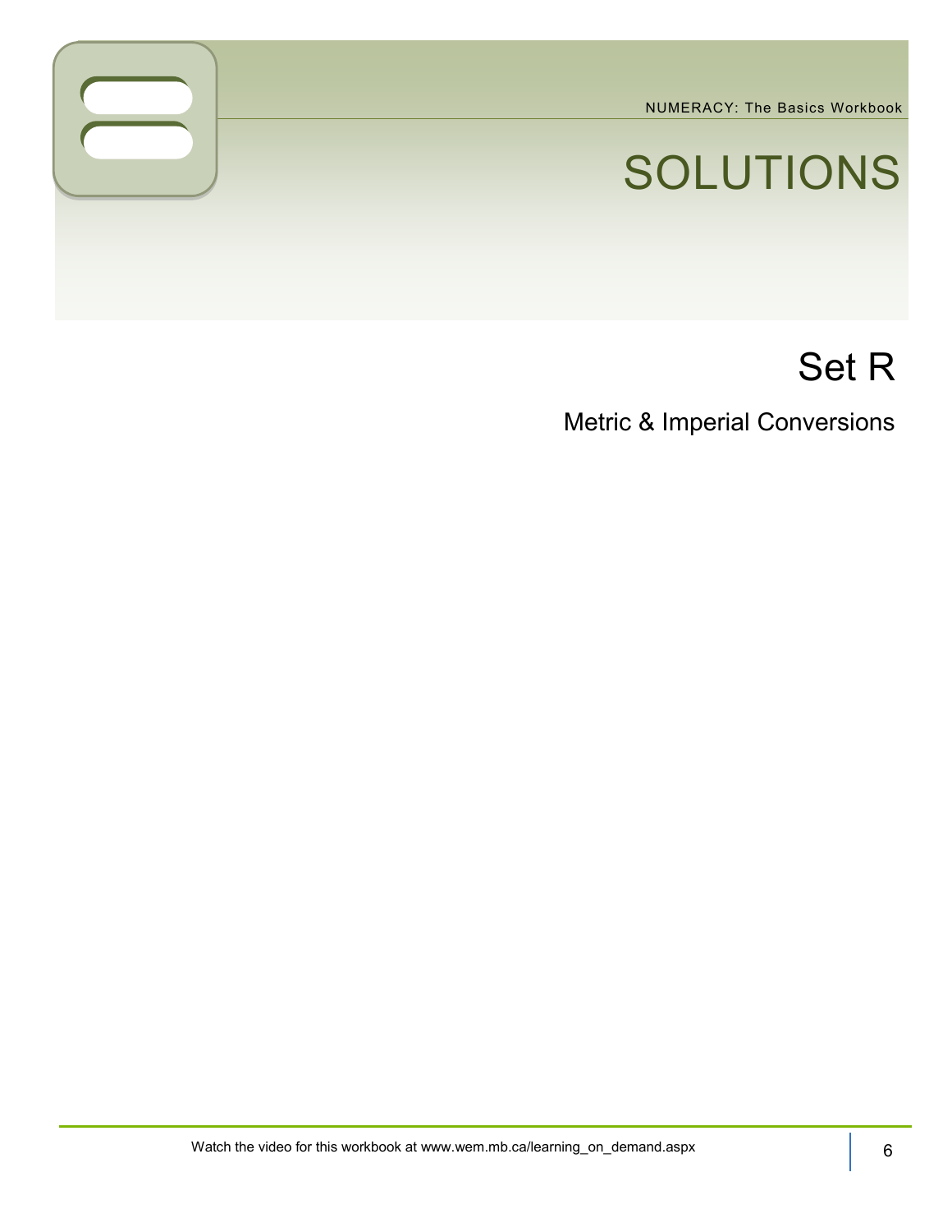# SOLUTIONS

## Set R

### Metric & Imperial Conversions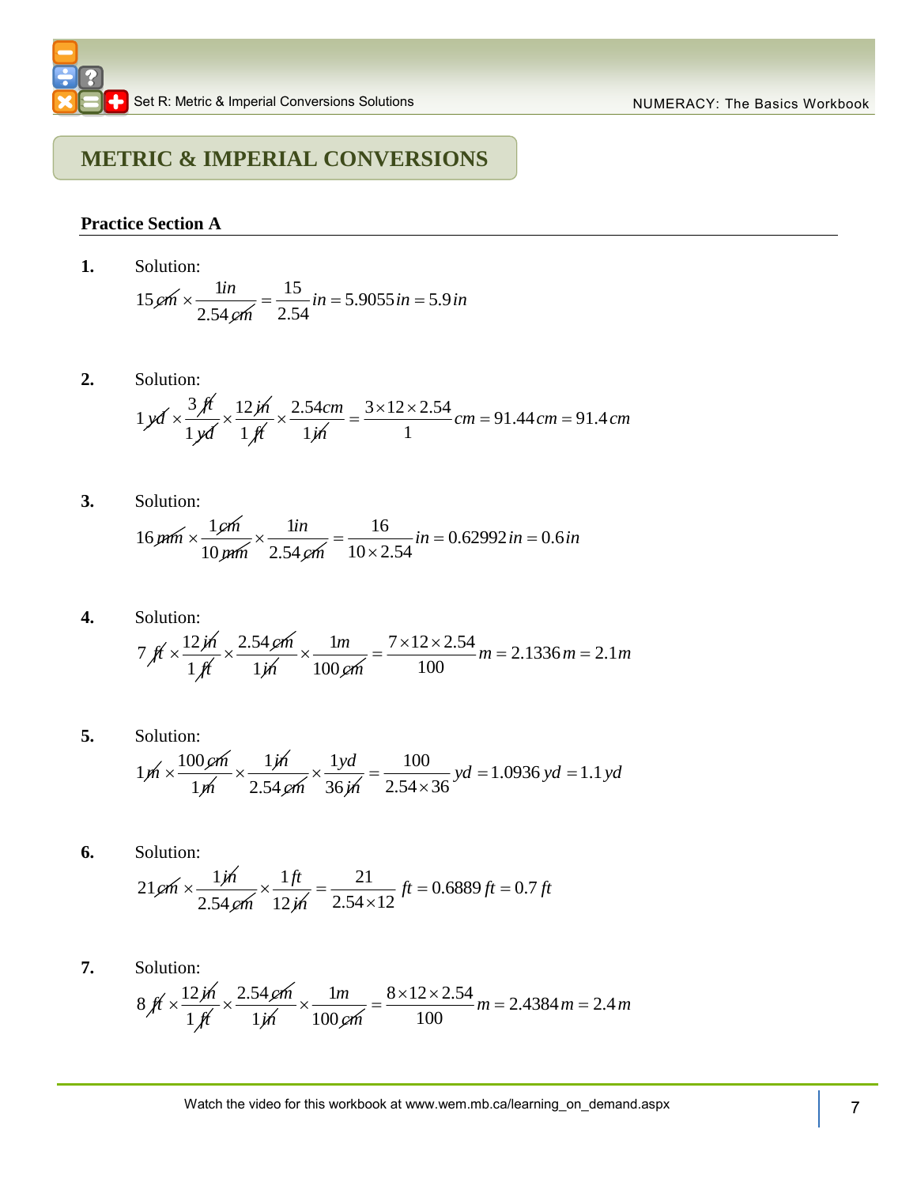# METRIC & IMPERIAL CONVERSIONS

**Practice Section A**

**1.** Solution:

$$15\,\cancel{cm} \times \frac{1\,in}{2.54\,\cancel{cm}} = \frac{15}{2.54}\,in = 5.9055\,in = 5.9\,in$$

**2.** Solution:

$$1\,\cancel{yd} \times \frac{3\,\cancel{ft}}{1\,\cancel{yd}} \times \frac{12\,\cancel{in}}{1\,\cancel{ft}} \times \frac{2.54\,cm}{1\,\cancel{in}} = \frac{3 \times 12 \times 2.54}{1}\,cm = 91.44\,cm = 91.4\,cm$$

**3.** Solution:

$$16\,\cancel{mm} \times \frac{1\,\cancel{cm}}{10\,\cancel{mm}} \times \frac{1\,in}{2.54\,\cancel{cm}} = \frac{16}{10 \times 2.54}\,in = 0.62992\,in = 0.6\,in$$

**4.** Solution:

$$7\,\cancel{ft} \times \frac{12\,\cancel{in}}{1\,\cancel{ft}} \times \frac{2.54\,\cancel{cm}}{1\,\cancel{in}} \times \frac{1\,m}{100\,\cancel{cm}} = \frac{7 \times 12 \times 2.54}{100}\,m = 2.1336\,m = 2.1\,m$$

**5.** Solution:

$$1\,\cancel{m} \times \frac{100\,\cancel{cm}}{1\,\cancel{m}} \times \frac{1\,\cancel{in}}{2.54\,\cancel{cm}} \times \frac{1\,yd}{36\,\cancel{in}} = \frac{100}{2.54 \times 36}\,yd = 1.0936\,yd = 1.1\,yd$$

**6.** Solution:

$$21\,\cancel{cm} \times \frac{1\,\cancel{in}}{2.54\,\cancel{cm}} \times \frac{1\,ft}{12\,\cancel{in}} = \frac{21}{2.54 \times 12}\,ft = 0.6889\,ft = 0.7\,ft$$

**7.** Solution:

$$8\,\cancel{ft} \times \frac{12\,\cancel{in}}{1\,\cancel{ft}} \times \frac{2.54\,\cancel{cm}}{1\,\cancel{in}} \times \frac{1\,m}{100\,\cancel{cm}} = \frac{8 \times 12 \times 2.54}{100}\,m = 2.4384\,m = 2.4\,m$$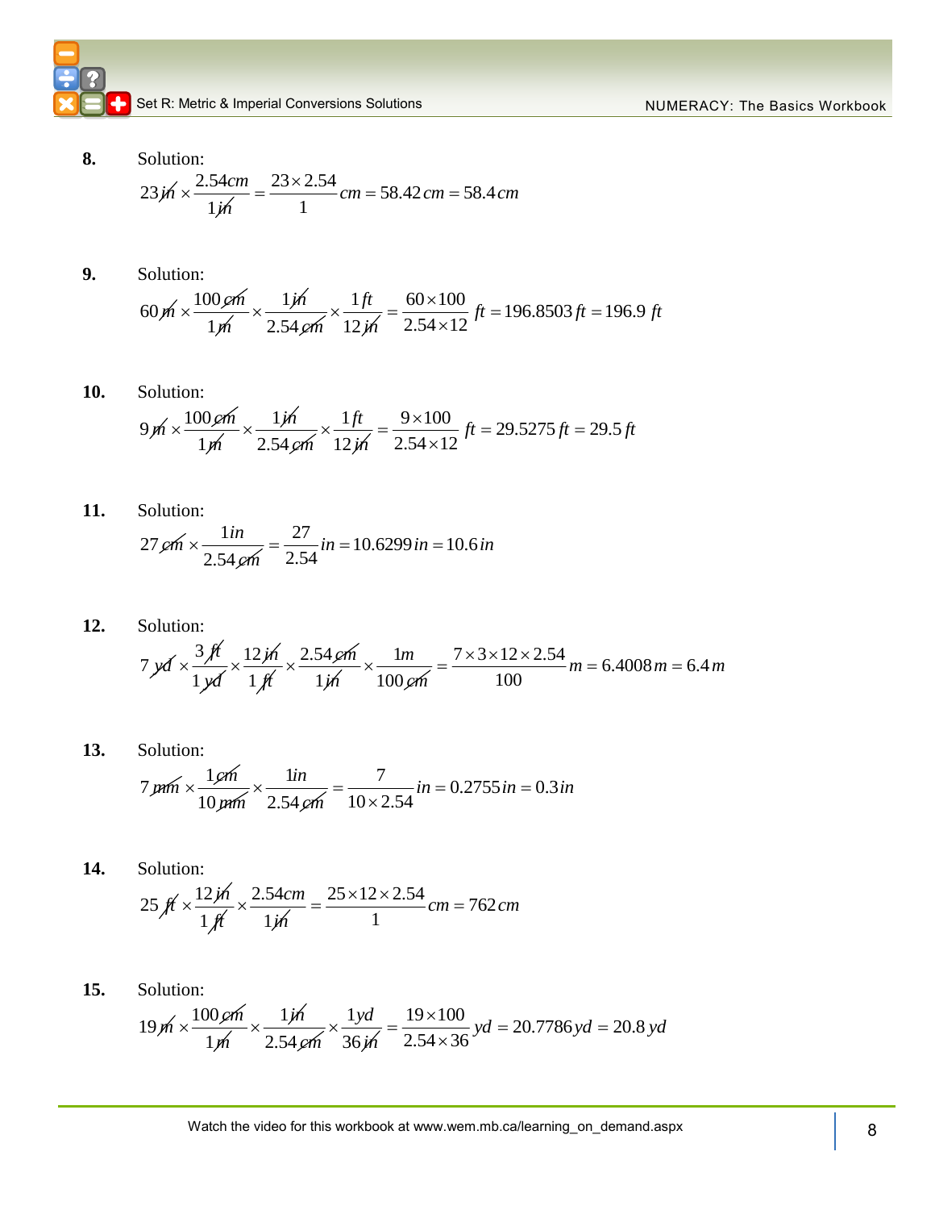**8.** Solution:

$$23\,\cancel{in} \times \frac{2.54cm}{1\cancel{in}} = \frac{23 \times 2.54}{1}cm = 58.42\,cm = 58.4\,cm$$

**9.** Solution:

$$60\,\cancel{m} \times \frac{100\,\cancel{cm}}{1\cancel{m}} \times \frac{1\cancel{in}}{2.54\,\cancel{cm}} \times \frac{1\,ft}{12\,\cancel{in}} = \frac{60 \times 100}{2.54 \times 12}\,ft = 196.8503\,ft = 196.9\,ft$$

**10.** Solution:

$$9\,\cancel{m} \times \frac{100\,\cancel{cm}}{1\cancel{m}} \times \frac{1\cancel{in}}{2.54\,\cancel{cm}} \times \frac{1\,ft}{12\,\cancel{in}} = \frac{9 \times 100}{2.54 \times 12}\,ft = 29.5275\,ft = 29.5\,ft$$

**11.** Solution:

$$27\,\cancel{cm} \times \frac{1in}{2.54\,\cancel{cm}} = \frac{27}{2.54}in = 10.6299\,in = 10.6\,in$$

**12.** Solution:

$$7\,\cancel{yd} \times \frac{3\,\cancel{ft}}{1\,\cancel{yd}} \times \frac{12\,\cancel{in}}{1\,\cancel{ft}} \times \frac{2.54\,\cancel{cm}}{1\cancel{in}} \times \frac{1m}{100\,\cancel{cm}} = \frac{7 \times 3 \times 12 \times 2.54}{100}m = 6.4008\,m = 6.4\,m$$

**13.** Solution:

$$7\,\cancel{mm} \times \frac{1\cancel{cm}}{10\,\cancel{mm}} \times \frac{1in}{2.54\,\cancel{cm}} = \frac{7}{10 \times 2.54}in = 0.2755\,in = 0.3\,in$$

**14.** Solution:

$$25\,\cancel{ft} \times \frac{12\,\cancel{in}}{1\,\cancel{ft}} \times \frac{2.54cm}{1\cancel{in}} = \frac{25 \times 12 \times 2.54}{1}cm = 762\,cm$$

**15.** Solution:

$$19\,\cancel{m} \times \frac{100\,\cancel{cm}}{1\cancel{m}} \times \frac{1\cancel{in}}{2.54\,\cancel{cm}} \times \frac{1yd}{36\,\cancel{in}} = \frac{19 \times 100}{2.54 \times 36}\,yd = 20.7786\,yd = 20.8\,yd$$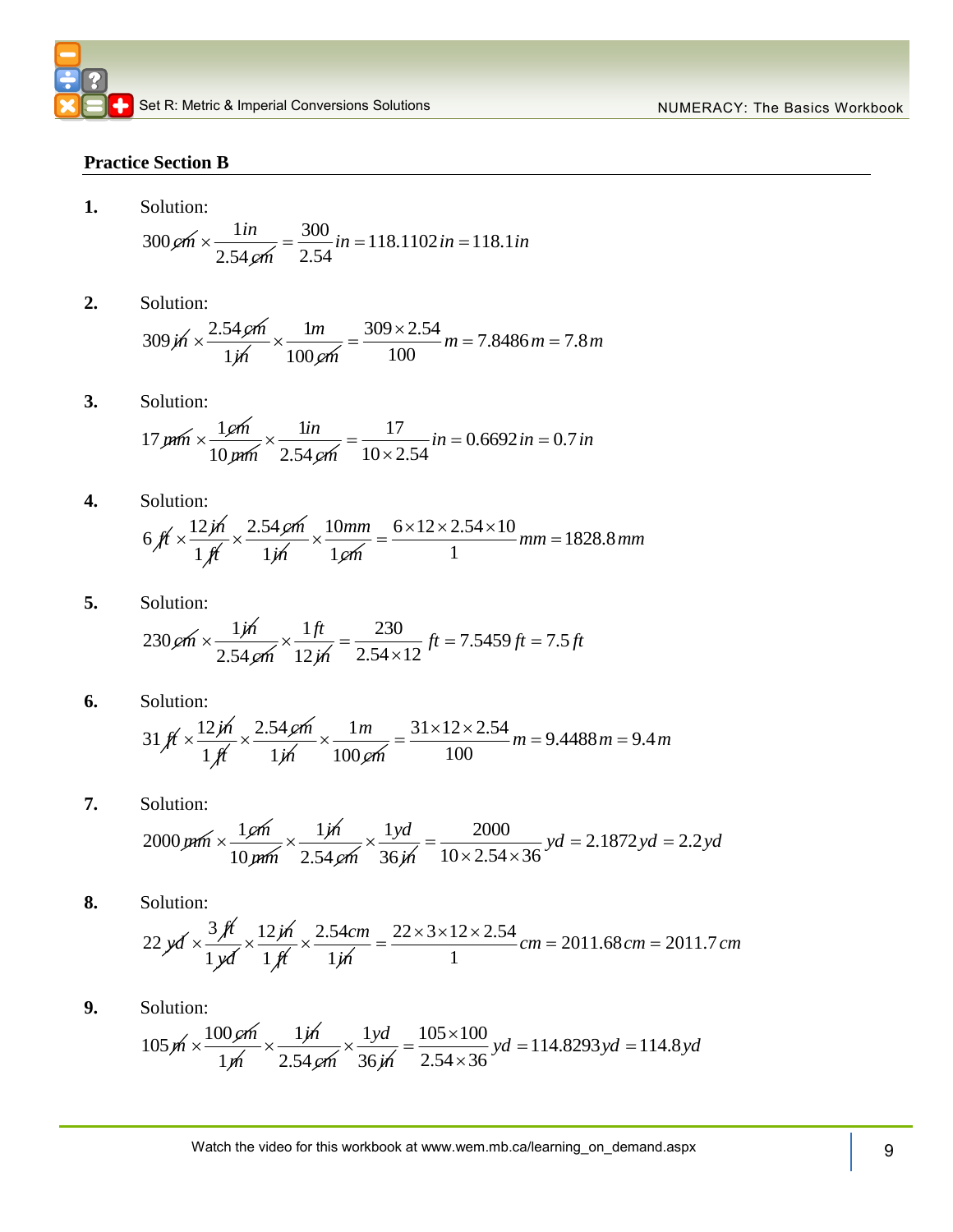## Practice Section B

**1.** Solution:

$$300\,\cancel{cm} \times \frac{1in}{2.54\,\cancel{cm}} = \frac{300}{2.54}in = 118.1102\,in = 118.1\,in$$

**2.** Solution:

$$309\,\cancel{in} \times \frac{2.54\,\cancel{cm}}{1\cancel{in}} \times \frac{1m}{100\,\cancel{cm}} = \frac{309 \times 2.54}{100}m = 7.8486\,m = 7.8\,m$$

**3.** Solution:

$$17\,\cancel{mm} \times \frac{1\cancel{cm}}{10\,\cancel{mm}} \times \frac{1in}{2.54\,\cancel{cm}} = \frac{17}{10 \times 2.54}in = 0.6692\,in = 0.7\,in$$

**4.** Solution:

$$6\,\cancel{ft} \times \frac{12\,\cancel{in}}{1\,\cancel{ft}} \times \frac{2.54\,\cancel{cm}}{1\cancel{in}} \times \frac{10mm}{1\cancel{cm}} = \frac{6 \times 12 \times 2.54 \times 10}{1}mm = 1828.8\,mm$$

**5.** Solution:

$$230\,\cancel{cm} \times \frac{1\cancel{in}}{2.54\,\cancel{cm}} \times \frac{1\,ft}{12\,\cancel{in}} = \frac{230}{2.54 \times 12}\,ft = 7.5459\,ft = 7.5\,ft$$

**6.** Solution:

$$31\,\cancel{ft} \times \frac{12\,\cancel{in}}{1\,\cancel{ft}} \times \frac{2.54\,\cancel{cm}}{1\cancel{in}} \times \frac{1\,m}{100\,\cancel{cm}} = \frac{31 \times 12 \times 2.54}{100}m = 9.4488\,m = 9.4\,m$$

**7.** Solution:

$$2000\,\cancel{mm} \times \frac{1\cancel{cm}}{10\,\cancel{mm}} \times \frac{1\cancel{in}}{2.54\,\cancel{cm}} \times \frac{1yd}{36\,\cancel{in}} = \frac{2000}{10 \times 2.54 \times 36}yd = 2.1872\,yd = 2.2\,yd$$

**8.** Solution:

$$22\,\cancel{yd} \times \frac{3\,\cancel{ft}}{1\,\cancel{yd}} \times \frac{12\,\cancel{in}}{1\,\cancel{ft}} \times \frac{2.54cm}{1\cancel{in}} = \frac{22 \times 3 \times 12 \times 2.54}{1}cm = 2011.68\,cm = 2011.7\,cm$$

**9.** Solution:

$$105\,\cancel{m} \times \frac{100\,\cancel{cm}}{1\cancel{m}} \times \frac{1\cancel{in}}{2.54\,\cancel{cm}} \times \frac{1yd}{36\,\cancel{in}} = \frac{105 \times 100}{2.54 \times 36}yd = 114.8293\,yd = 114.8\,yd$$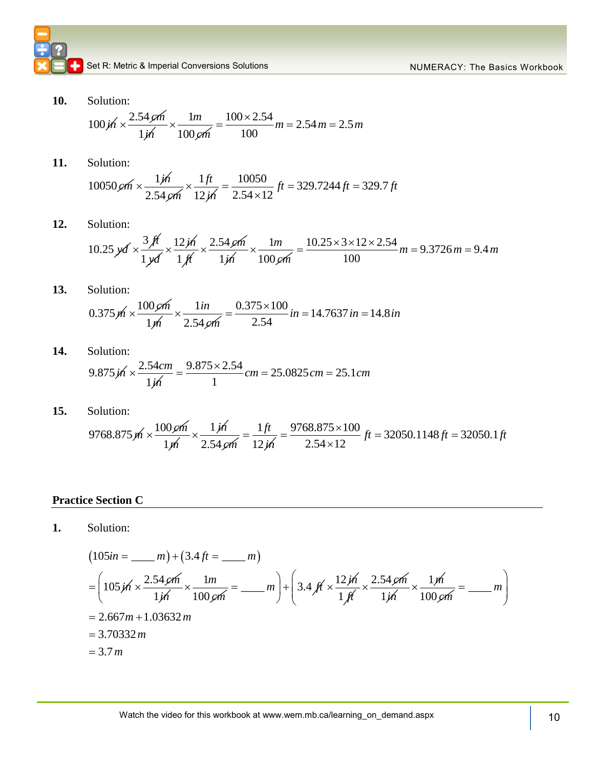**10.** Solution:

$$100\,\cancel{in} \times \frac{2.54\,\cancel{cm}}{1\,\cancel{in}} \times \frac{1m}{100\,\cancel{cm}} = \frac{100 \times 2.54}{100}\,m = 2.54\,m = 2.5\,m$$

**11.** Solution:

$$10050\,\cancel{cm} \times \frac{1\,\cancel{in}}{2.54\,\cancel{cm}} \times \frac{1\,ft}{12\,\cancel{in}} = \frac{10050}{2.54 \times 12}\,ft = 329.7244\,ft = 329.7\,ft$$

**12.** Solution:

$$10.25\,\cancel{yd} \times \frac{3\,\cancel{ft}}{1\,\cancel{yd}} \times \frac{12\,\cancel{in}}{1\,\cancel{ft}} \times \frac{2.54\,\cancel{cm}}{1\,\cancel{in}} \times \frac{1m}{100\,\cancel{cm}} = \frac{10.25 \times 3 \times 12 \times 2.54}{100}\,m = 9.3726\,m = 9.4\,m$$

**13.** Solution:

$$0.375\,\cancel{m} \times \frac{100\,\cancel{cm}}{1\,\cancel{m}} \times \frac{1in}{2.54\,\cancel{cm}} = \frac{0.375 \times 100}{2.54}\,in = 14.7637\,in = 14.8\,in$$

**14.** Solution:

$$9.875\,\cancel{in} \times \frac{2.54cm}{1\,\cancel{in}} = \frac{9.875 \times 2.54}{1}\,cm = 25.0825\,cm = 25.1cm$$

**15.** Solution:

$$9768.875\,\cancel{m} \times \frac{100\,\cancel{cm}}{1\,\cancel{m}} \times \frac{1\,\cancel{in}}{2.54\,\cancel{cm}} = \frac{1\,ft}{12\,\cancel{in}} = \frac{9768.875 \times 100}{2.54 \times 12}\,ft = 32050.1148\,ft = 32050.1\,ft$$

## Practice Section C

**1.** Solution:

$$(105in = \_\_\_\_\,m) + (3.4\,ft = \_\_\_\_\,m)$$

$$= \left(105\,\cancel{in} \times \frac{2.54\,\cancel{cm}}{1\,\cancel{in}} \times \frac{1m}{100\,\cancel{cm}} = \_\_\_\_\,m\right) + \left(3.4\,\cancel{ft} \times \frac{12\,\cancel{in}}{1\,\cancel{ft}} \times \frac{2.54\,\cancel{cm}}{1\,\cancel{in}} \times \frac{1\,\cancel{m}}{100\,\cancel{cm}} = \_\_\_\_\,m\right)$$

$$= 2.667m + 1.03632\,m$$

$$= 3.70332\,m$$

$$= 3.7\,m$$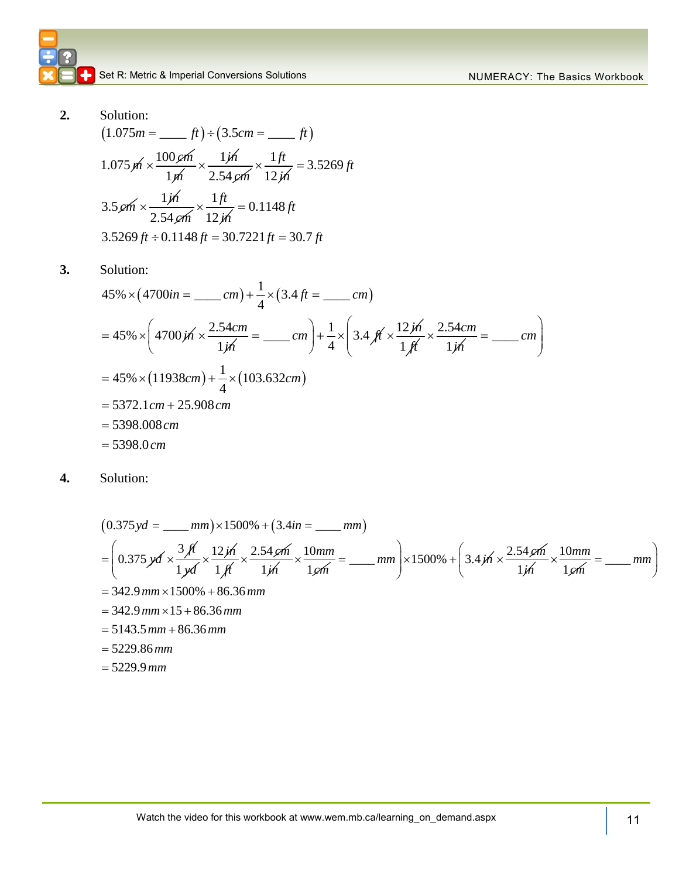**2.** Solution:

$$(1.075m = \_\_\_\_ \ ft) \div (3.5cm = \_\_\_\_ \ ft)$$

$$1.075\cancel{m} \times \frac{100\cancel{cm}}{1\cancel{m}} \times \frac{1\cancel{in}}{2.54\cancel{cm}} \times \frac{1\,ft}{12\cancel{in}} = 3.5269\,ft$$

$$3.5\cancel{cm} \times \frac{1\cancel{in}}{2.54\cancel{cm}} \times \frac{1\,ft}{12\cancel{in}} = 0.1148\,ft$$

$$3.5269\,ft \div 0.1148\,ft = 30.7221\,ft = 30.7\,ft$$

**3.** Solution:

$$45\% \times (4700in = \_\_\_\_ \ cm) + \frac{1}{4} \times (3.4\,ft = \_\_\_\_ \ cm)$$

$$= 45\% \times \left(4700\cancel{in} \times \frac{2.54cm}{1\cancel{in}} = \_\_\_\_ \ cm\right) + \frac{1}{4} \times \left(3.4\cancel{ft} \times \frac{12\cancel{in}}{1\cancel{ft}} \times \frac{2.54cm}{1\cancel{in}} = \_\_\_\_ \ cm\right)$$

$$= 45\% \times (11938cm) + \frac{1}{4} \times (103.632cm)$$

$$= 5372.1\,cm + 25.908\,cm$$

$$= 5398.008\,cm$$

$$= 5398.0\,cm$$

**4.** Solution:

$$(0.375\,yd = \_\_\_\_ \ mm) \times 1500\% + (3.4in = \_\_\_\_ \ mm)$$

$$= \left(0.375\cancel{yd} \times \frac{3\cancel{ft}}{1\cancel{yd}} \times \frac{12\cancel{in}}{1\cancel{ft}} \times \frac{2.54\cancel{cm}}{1\cancel{in}} \times \frac{10mm}{1\cancel{cm}} = \_\_\_\_ \ mm\right) \times 1500\% + \left(3.4\cancel{in} \times \frac{2.54\cancel{cm}}{1\cancel{in}} \times \frac{10mm}{1\cancel{cm}} = \_\_\_\_ \ mm\right)$$

$$= 342.9\,mm \times 1500\% + 86.36\,mm$$

$$= 342.9\,mm \times 15 + 86.36\,mm$$

$$= 5143.5\,mm + 86.36\,mm$$

$$= 5229.86\,mm$$

$$= 5229.9\,mm$$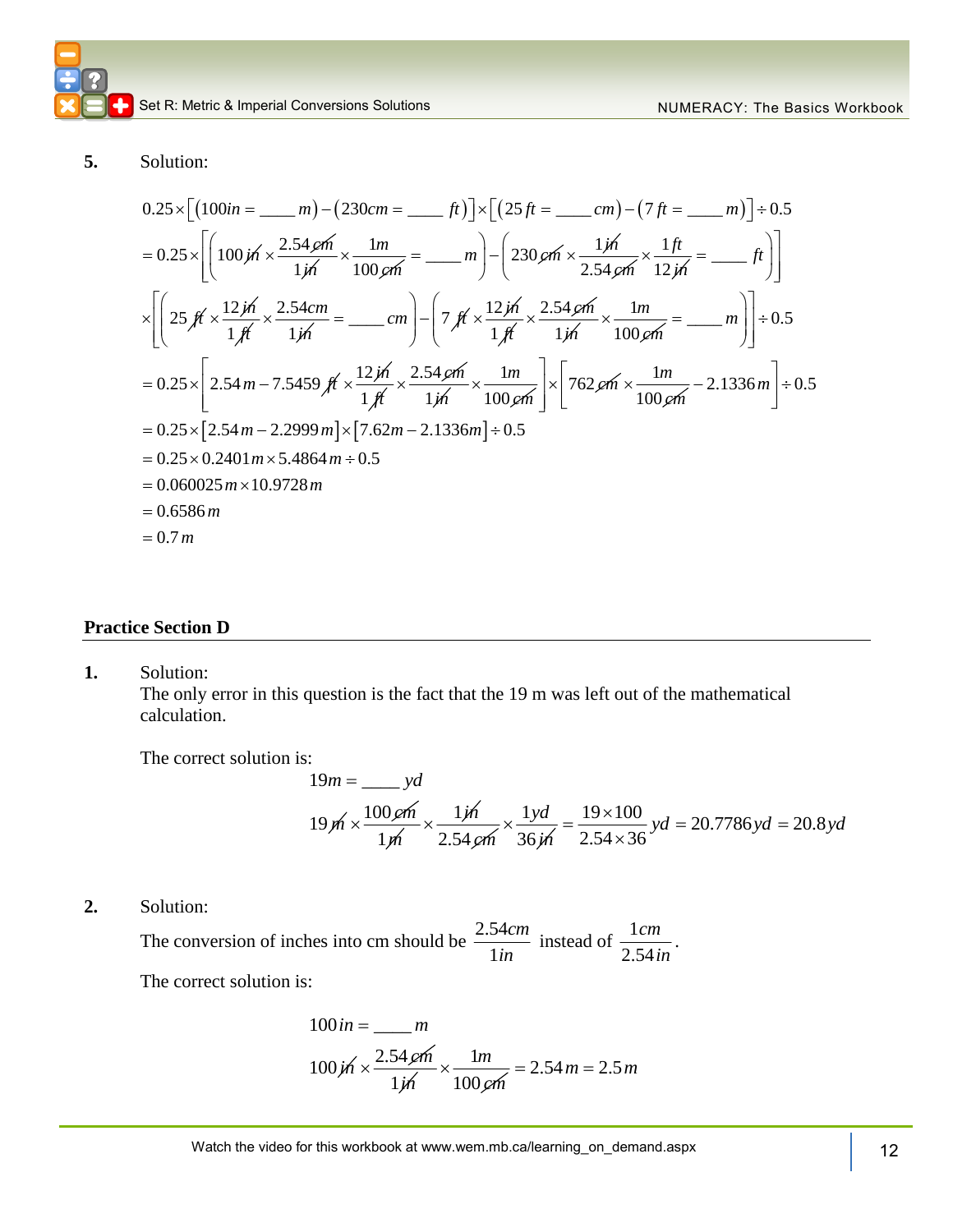**5.** Solution:

$$0.25\times\left[\left(100in = \_\_\_\_ m\right)-\left(230cm = \_\_\_\_ ft\right)\right]\times\left[\left(25\,ft = \_\_\_\_ cm\right)-\left(7\,ft = \_\_\_\_ m\right)\right]\div 0.5$$

$$=0.25\times\left[\left(100\,\cancel{in}\times\frac{2.54\,\cancel{cm}}{1\,\cancel{in}}\times\frac{1m}{100\,\cancel{cm}} = \_\_\_\_ m\right)-\left(230\,\cancel{cm}\times\frac{1\,\cancel{in}}{2.54\,\cancel{cm}}\times\frac{1\,ft}{12\,\cancel{in}} = \_\_\_\_ ft\right)\right]$$

$$\times\left[\left(25\,\cancel{ft}\times\frac{12\,\cancel{in}}{1\,\cancel{ft}}\times\frac{2.54cm}{1\,\cancel{in}} = \_\_\_\_ cm\right)-\left(7\,\cancel{ft}\times\frac{12\,\cancel{in}}{1\,\cancel{ft}}\times\frac{2.54\,\cancel{cm}}{1\,\cancel{in}}\times\frac{1m}{100\,\cancel{cm}} = \_\_\_\_ m\right)\right]\div 0.5$$

$$=0.25\times\left[2.54\,m-7.5459\,\cancel{ft}\times\frac{12\,\cancel{in}}{1\,\cancel{ft}}\times\frac{2.54\,\cancel{cm}}{1\,\cancel{in}}\times\frac{1m}{100\,\cancel{cm}}\right]\times\left[762\,\cancel{cm}\times\frac{1m}{100\,\cancel{cm}}-2.1336\,m\right]\div 0.5$$

$$=0.25\times\left[2.54\,m-2.2999\,m\right]\times\left[7.62m-2.1336m\right]\div 0.5$$

$$=0.25\times 0.2401\,m\times 5.4864\,m\div 0.5$$

$$=0.060025\,m\times 10.9728\,m$$

$$=0.6586\,m$$

$$=0.7\,m$$

## Practice Section D

**1.** Solution:
The only error in this question is the fact that the 19 m was left out of the mathematical calculation.

The correct solution is:

$$19m = \_\_\_\_ yd$$

$$19\,\cancel{m}\times\frac{100\,\cancel{cm}}{1\,\cancel{m}}\times\frac{1\,\cancel{in}}{2.54\,\cancel{cm}}\times\frac{1yd}{36\,\cancel{in}} = \frac{19\times 100}{2.54\times 36}\,yd = 20.7786\,yd = 20.8\,yd$$

**2.** Solution:

The conversion of inches into cm should be $\frac{2.54cm}{1in}$ instead of $\frac{1cm}{2.54in}$.

The correct solution is:

$$100\,in = \_\_\_\_ m$$

$$100\,\cancel{in}\times\frac{2.54\,\cancel{cm}}{1\,\cancel{in}}\times\frac{1m}{100\,\cancel{cm}} = 2.54\,m = 2.5\,m$$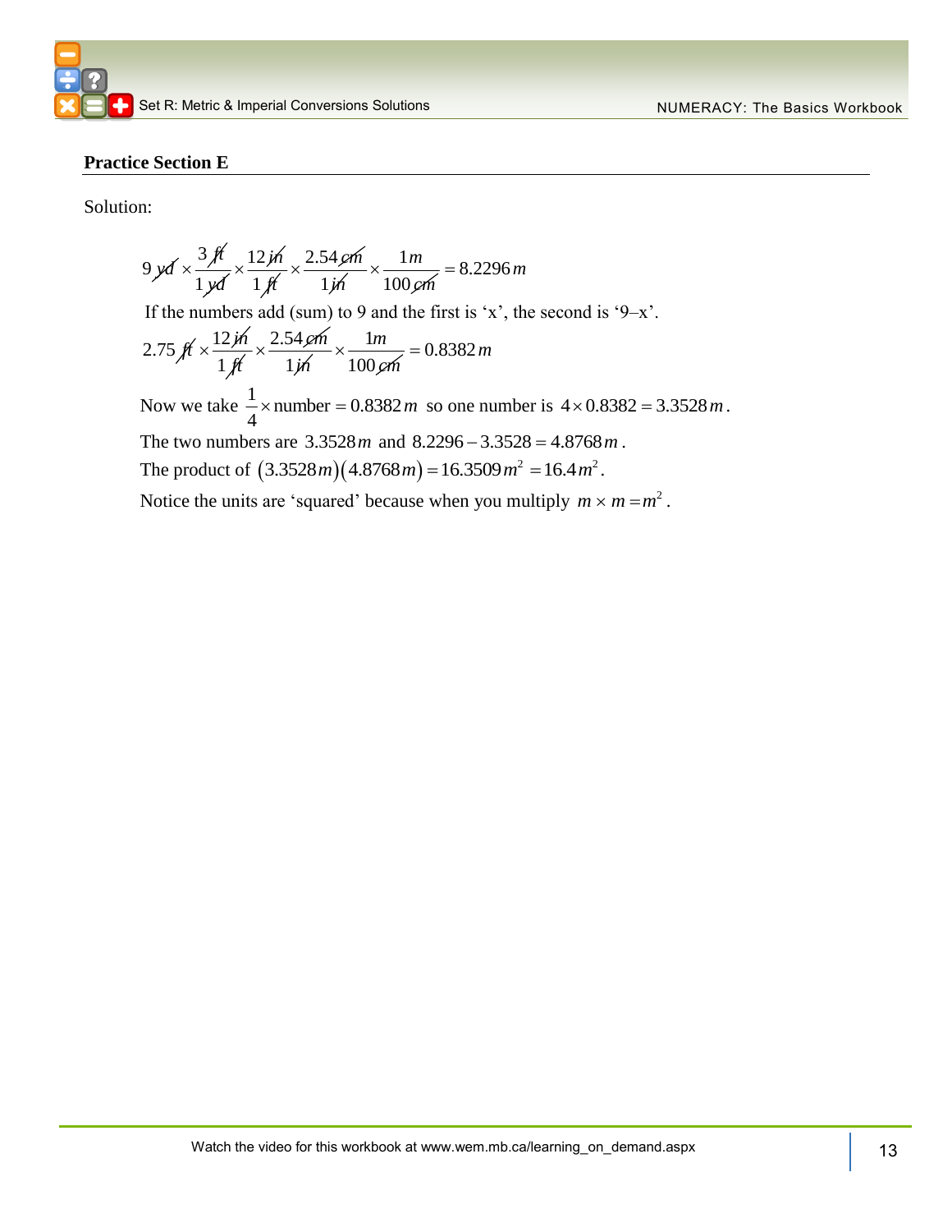## Practice Section E

Solution:

$$9\,\cancel{yd} \times \frac{3\,\cancel{ft}}{1\,\cancel{yd}} \times \frac{12\,\cancel{in}}{1\,\cancel{ft}} \times \frac{2.54\,\cancel{cm}}{1\,\cancel{in}} \times \frac{1m}{100\,\cancel{cm}} = 8.2296\,m$$

If the numbers add (sum) to 9 and the first is 'x', the second is '9–x'.

$$2.75\,\cancel{ft} \times \frac{12\,\cancel{in}}{1\,\cancel{ft}} \times \frac{2.54\,\cancel{cm}}{1\,\cancel{in}} \times \frac{1m}{100\,\cancel{cm}} = 0.8382\,m$$

Now we take $\frac{1}{4} \times \text{number} = 0.8382\,m$ so one number is $4 \times 0.8382 = 3.3528\,m$.

The two numbers are $3.3528\,m$ and $8.2296 - 3.3528 = 4.8768\,m$.

The product of $(3.3528\,m)(4.8768\,m) = 16.3509\,m^2 = 16.4\,m^2$.

Notice the units are 'squared' because when you multiply $m \times m = m^2$.